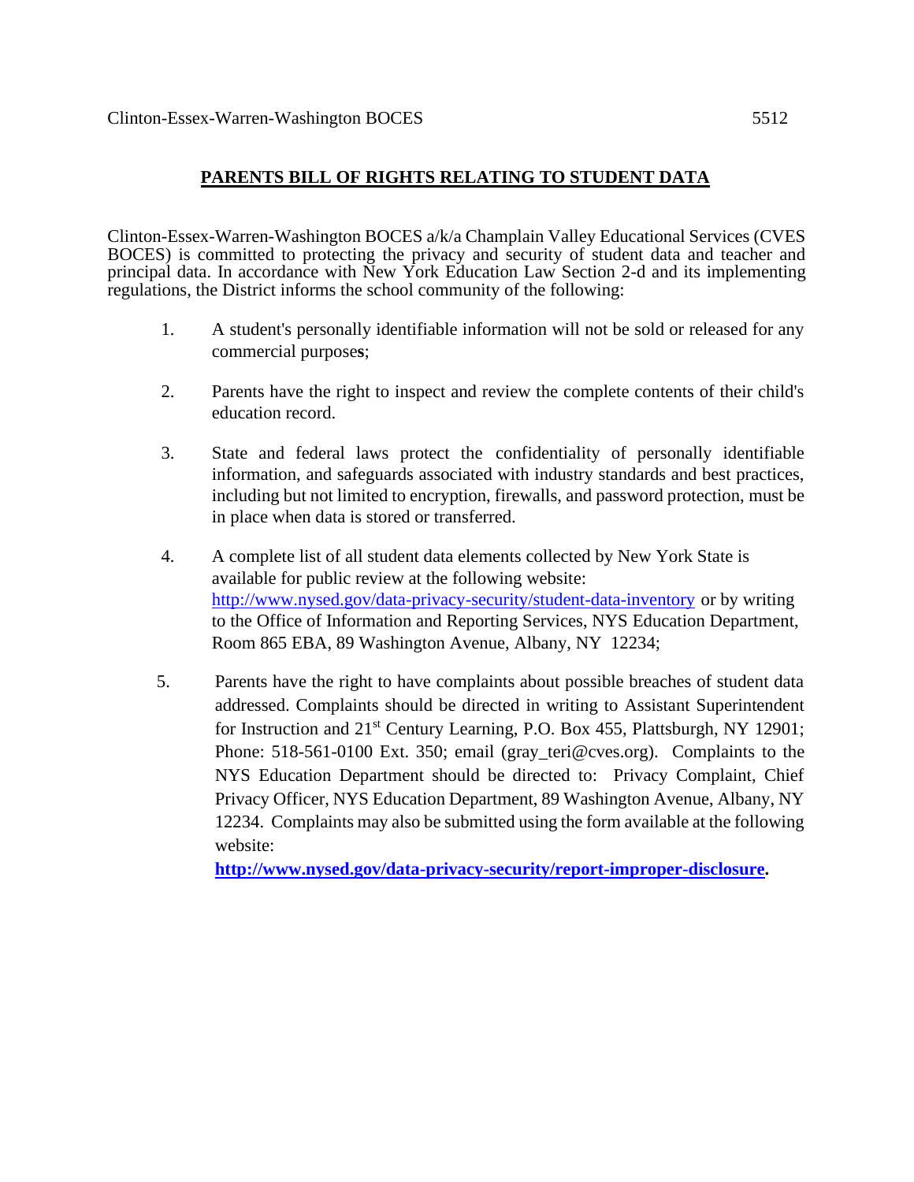Clinton-Essex-Warren-Washington BOCES 5512

## PARENTS BILL OF RIGHTS RELATING TO STUDENT DATA

Clinton-Essex-Warren-Washington BOCES a/k/a Champlain Valley Educational Services (CVES BOCES) is committed to protecting the privacy and security of student data and teacher and principal data. In accordance with New York Education Law Section 2-d and its implementing regulations, the District informs the school community of the following:

1. A student's personally identifiable information will not be sold or released for any commercial purposes;

2. Parents have the right to inspect and review the complete contents of their child's education record.

3. State and federal laws protect the confidentiality of personally identifiable information, and safeguards associated with industry standards and best practices, including but not limited to encryption, firewalls, and password protection, must be in place when data is stored or transferred.

4. A complete list of all student data elements collected by New York State is available for public review at the following website: http://www.nysed.gov/data-privacy-security/student-data-inventory or by writing to the Office of Information and Reporting Services, NYS Education Department, Room 865 EBA, 89 Washington Avenue, Albany, NY 12234;

5. Parents have the right to have complaints about possible breaches of student data addressed. Complaints should be directed in writing to Assistant Superintendent for Instruction and 21st Century Learning, P.O. Box 455, Plattsburgh, NY 12901; Phone: 518-561-0100 Ext. 350; email (gray_teri@cves.org). Complaints to the NYS Education Department should be directed to: Privacy Complaint, Chief Privacy Officer, NYS Education Department, 89 Washington Avenue, Albany, NY 12234. Complaints may also be submitted using the form available at the following website:
**http://www.nysed.gov/data-privacy-security/report-improper-disclosure.**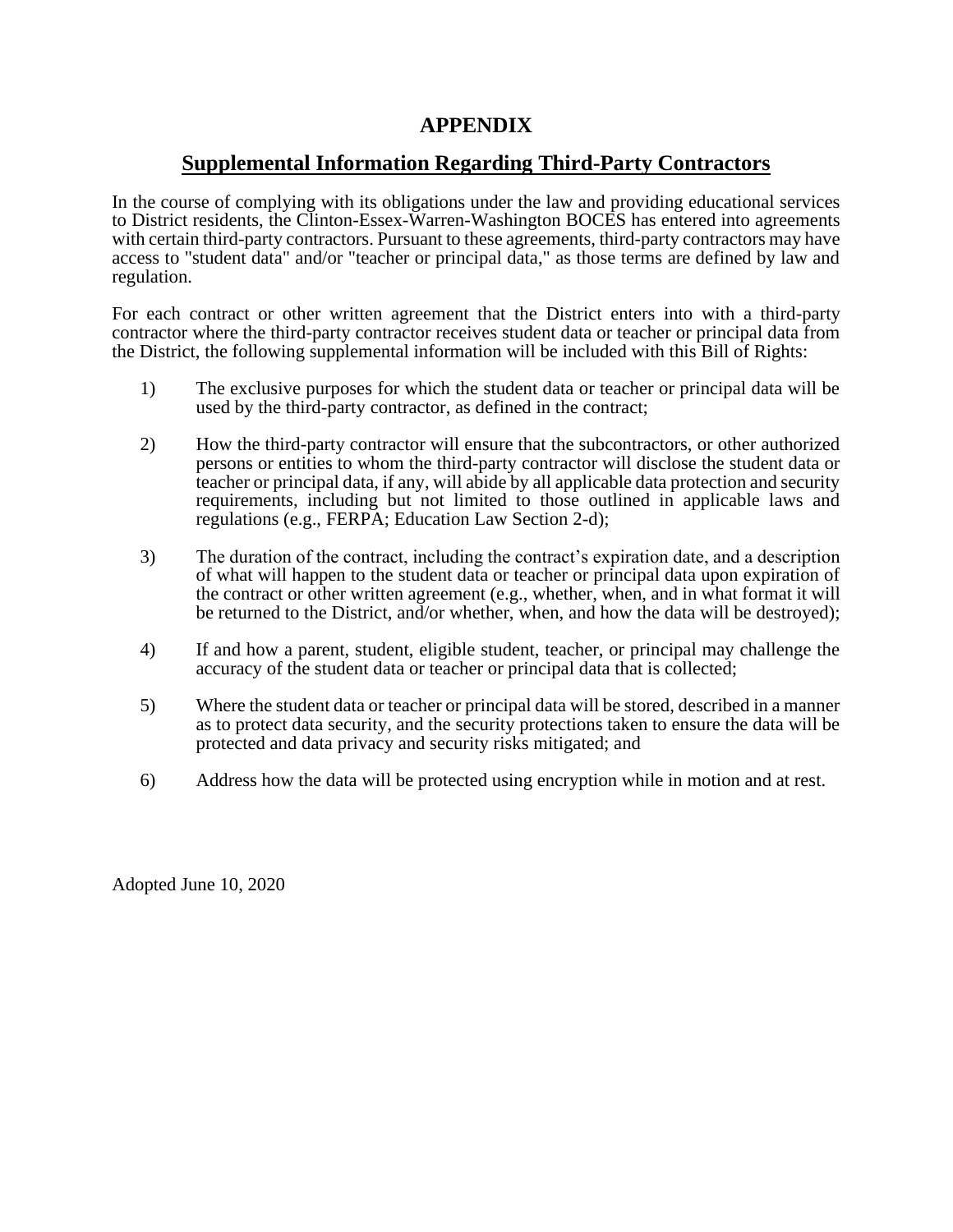# APPENDIX

## Supplemental Information Regarding Third-Party Contractors

In the course of complying with its obligations under the law and providing educational services to District residents, the Clinton-Essex-Warren-Washington BOCES has entered into agreements with certain third-party contractors. Pursuant to these agreements, third-party contractors may have access to "student data" and/or "teacher or principal data," as those terms are defined by law and regulation.

For each contract or other written agreement that the District enters into with a third-party contractor where the third-party contractor receives student data or teacher or principal data from the District, the following supplemental information will be included with this Bill of Rights:

1) The exclusive purposes for which the student data or teacher or principal data will be used by the third-party contractor, as defined in the contract;

2) How the third-party contractor will ensure that the subcontractors, or other authorized persons or entities to whom the third-party contractor will disclose the student data or teacher or principal data, if any, will abide by all applicable data protection and security requirements, including but not limited to those outlined in applicable laws and regulations (e.g., FERPA; Education Law Section 2-d);

3) The duration of the contract, including the contract's expiration date, and a description of what will happen to the student data or teacher or principal data upon expiration of the contract or other written agreement (e.g., whether, when, and in what format it will be returned to the District, and/or whether, when, and how the data will be destroyed);

4) If and how a parent, student, eligible student, teacher, or principal may challenge the accuracy of the student data or teacher or principal data that is collected;

5) Where the student data or teacher or principal data will be stored, described in a manner as to protect data security, and the security protections taken to ensure the data will be protected and data privacy and security risks mitigated; and

6) Address how the data will be protected using encryption while in motion and at rest.

Adopted June 10, 2020